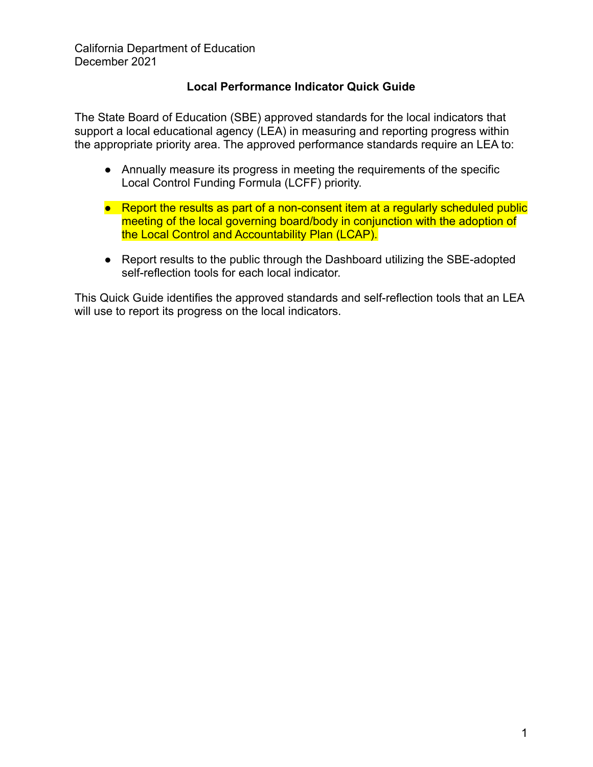California Department of Education
December 2021

## Local Performance Indicator Quick Guide

The State Board of Education (SBE) approved standards for the local indicators that support a local educational agency (LEA) in measuring and reporting progress within the appropriate priority area. The approved performance standards require an LEA to:

- Annually measure its progress in meeting the requirements of the specific Local Control Funding Formula (LCFF) priority.
- Report the results as part of a non-consent item at a regularly scheduled public meeting of the local governing board/body in conjunction with the adoption of the Local Control and Accountability Plan (LCAP).
- Report results to the public through the Dashboard utilizing the SBE-adopted self-reflection tools for each local indicator.

This Quick Guide identifies the approved standards and self-reflection tools that an LEA will use to report its progress on the local indicators.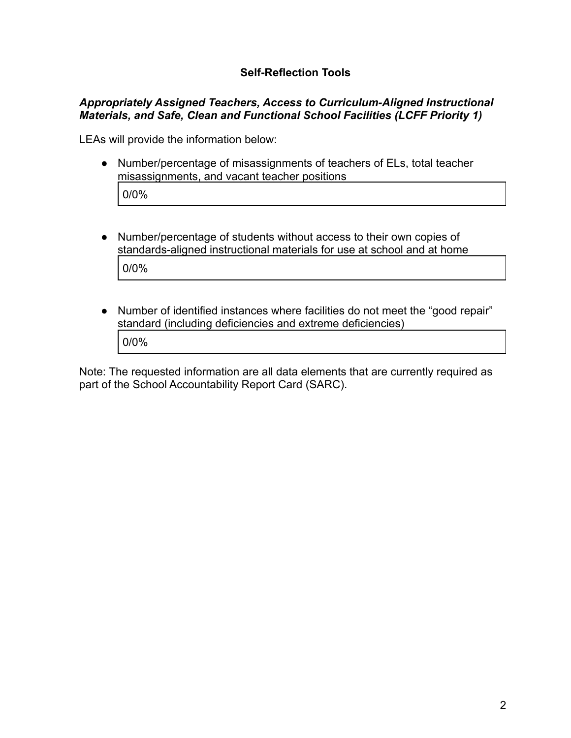## Self-Reflection Tools

### *Appropriately Assigned Teachers, Access to Curriculum-Aligned Instructional Materials, and Safe, Clean and Functional School Facilities (LCFF Priority 1)*

LEAs will provide the information below:

- Number/percentage of misassignments of teachers of ELs, total teacher misassignments, and vacant teacher positions

  | 0/0% |
  |---|

- Number/percentage of students without access to their own copies of standards-aligned instructional materials for use at school and at home

  | 0/0% |
  |---|

- Number of identified instances where facilities do not meet the “good repair” standard (including deficiencies and extreme deficiencies)

  | 0/0% |
  |---|

Note: The requested information are all data elements that are currently required as part of the School Accountability Report Card (SARC).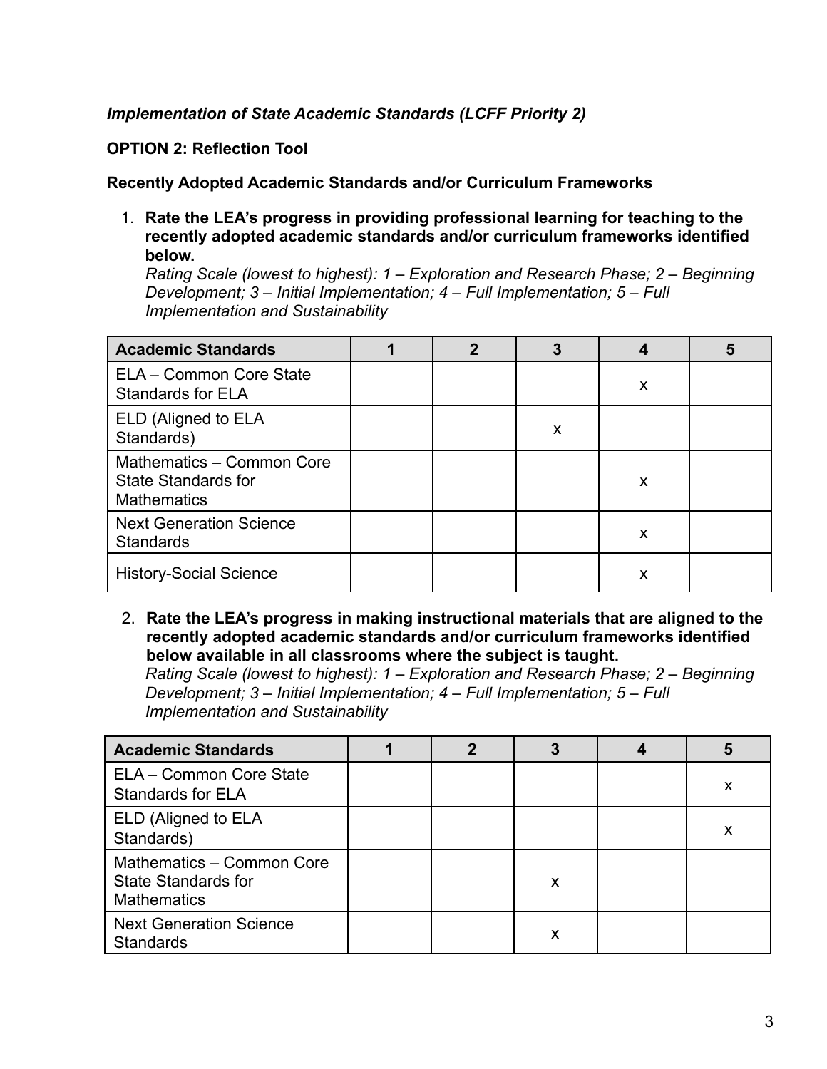*Implementation of State Academic Standards (LCFF Priority 2)*

**OPTION 2: Reflection Tool**

**Recently Adopted Academic Standards and/or Curriculum Frameworks**

1. **Rate the LEA's progress in providing professional learning for teaching to the recently adopted academic standards and/or curriculum frameworks identified below.**
   *Rating Scale (lowest to highest): 1 – Exploration and Research Phase; 2 – Beginning Development; 3 – Initial Implementation; 4 – Full Implementation; 5 – Full Implementation and Sustainability*

| Academic Standards | 1 | 2 | 3 | 4 | 5 |
|---|---|---|---|---|---|
| ELA – Common Core State Standards for ELA | | | | x | |
| ELD (Aligned to ELA Standards) | | | x | | |
| Mathematics – Common Core State Standards for Mathematics | | | | x | |
| Next Generation Science Standards | | | | x | |
| History-Social Science | | | | x | |

2. **Rate the LEA's progress in making instructional materials that are aligned to the recently adopted academic standards and/or curriculum frameworks identified below available in all classrooms where the subject is taught.**
   *Rating Scale (lowest to highest): 1 – Exploration and Research Phase; 2 – Beginning Development; 3 – Initial Implementation; 4 – Full Implementation; 5 – Full Implementation and Sustainability*

| Academic Standards | 1 | 2 | 3 | 4 | 5 |
|---|---|---|---|---|---|
| ELA – Common Core State Standards for ELA | | | | | x |
| ELD (Aligned to ELA Standards) | | | | | x |
| Mathematics – Common Core State Standards for Mathematics | | | x | | |
| Next Generation Science Standards | | | x | | |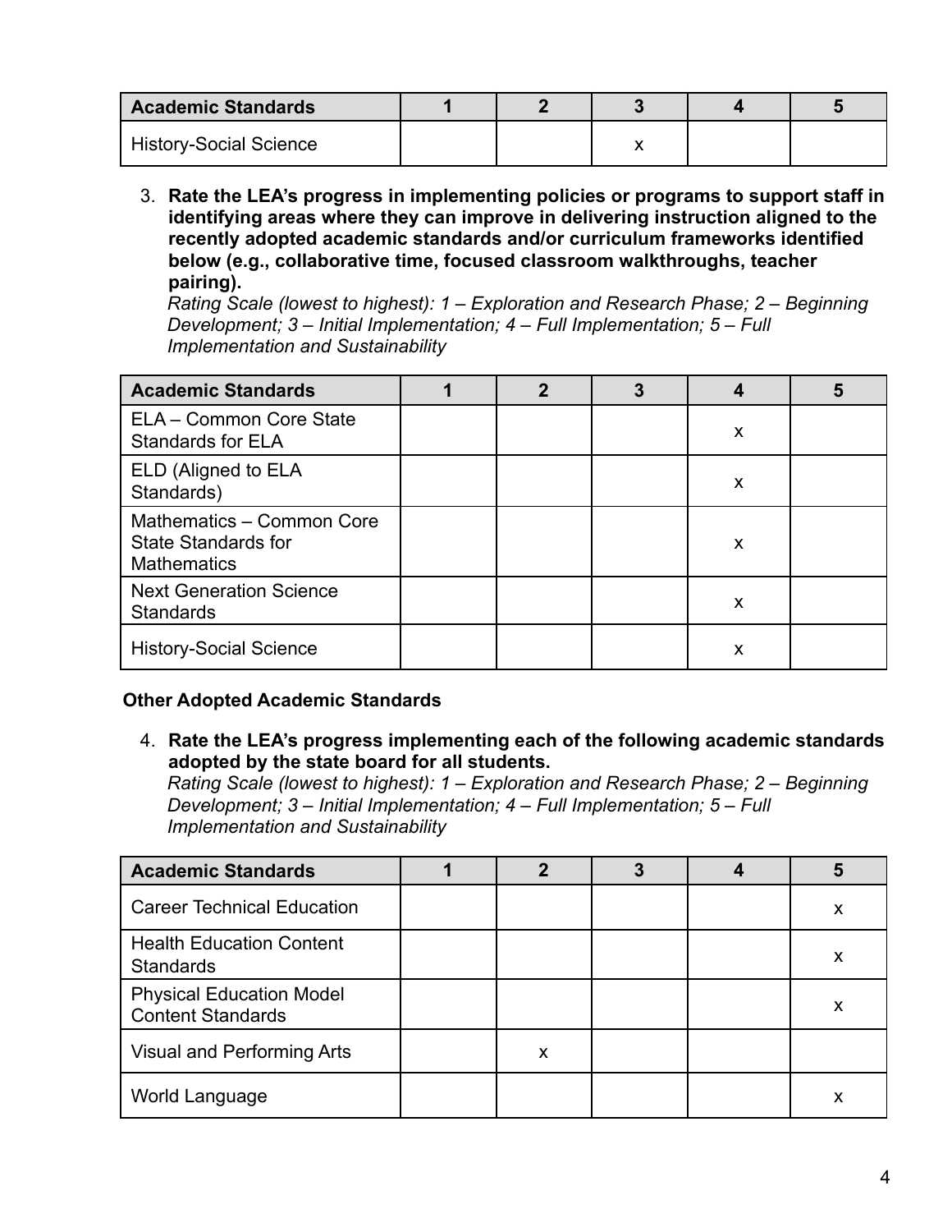| Academic Standards | 1 | 2 | 3 | 4 | 5 |
|---|---|---|---|---|---|
| History-Social Science | | | x | | |

3. **Rate the LEA's progress in implementing policies or programs to support staff in identifying areas where they can improve in delivering instruction aligned to the recently adopted academic standards and/or curriculum frameworks identified below (e.g., collaborative time, focused classroom walkthroughs, teacher pairing).**
   *Rating Scale (lowest to highest): 1 – Exploration and Research Phase; 2 – Beginning Development; 3 – Initial Implementation; 4 – Full Implementation; 5 – Full Implementation and Sustainability*

| Academic Standards | 1 | 2 | 3 | 4 | 5 |
|---|---|---|---|---|---|
| ELA – Common Core State Standards for ELA | | | | x | |
| ELD (Aligned to ELA Standards) | | | | x | |
| Mathematics – Common Core State Standards for Mathematics | | | | x | |
| Next Generation Science Standards | | | | x | |
| History-Social Science | | | | x | |

**Other Adopted Academic Standards**

4. **Rate the LEA's progress implementing each of the following academic standards adopted by the state board for all students.**
   *Rating Scale (lowest to highest): 1 – Exploration and Research Phase; 2 – Beginning Development; 3 – Initial Implementation; 4 – Full Implementation; 5 – Full Implementation and Sustainability*

| Academic Standards | 1 | 2 | 3 | 4 | 5 |
|---|---|---|---|---|---|
| Career Technical Education | | | | | x |
| Health Education Content Standards | | | | | x |
| Physical Education Model Content Standards | | | | | x |
| Visual and Performing Arts | | x | | | |
| World Language | | | | | x |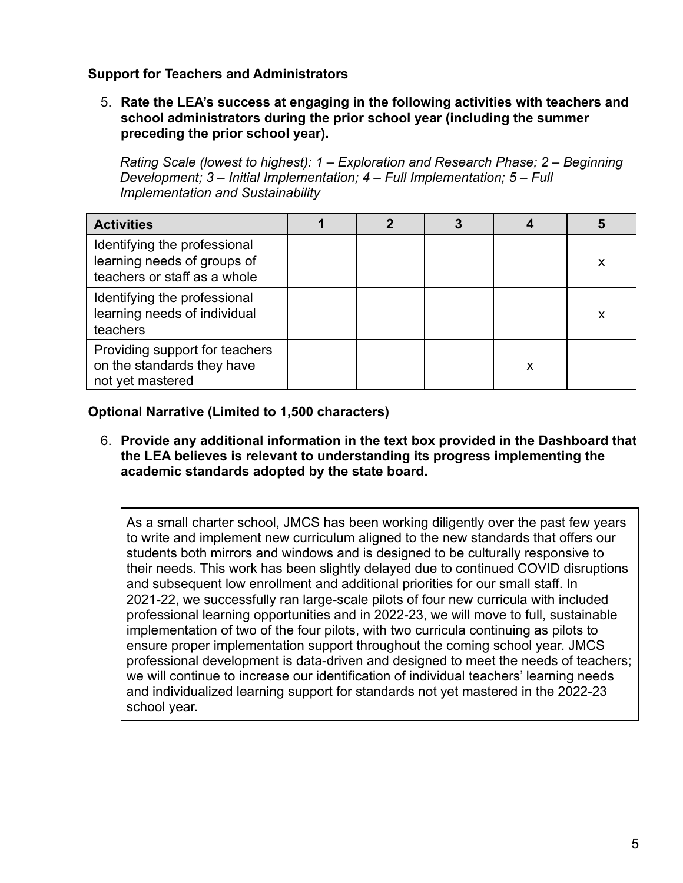**Support for Teachers and Administrators**

5. **Rate the LEA's success at engaging in the following activities with teachers and school administrators during the prior school year (including the summer preceding the prior school year).**

   *Rating Scale (lowest to highest): 1 – Exploration and Research Phase; 2 – Beginning Development; 3 – Initial Implementation; 4 – Full Implementation; 5 – Full Implementation and Sustainability*

| Activities | 1 | 2 | 3 | 4 | 5 |
|---|---|---|---|---|---|
| Identifying the professional learning needs of groups of teachers or staff as a whole | | | | | x |
| Identifying the professional learning needs of individual teachers | | | | | x |
| Providing support for teachers on the standards they have not yet mastered | | | | x | |

**Optional Narrative (Limited to 1,500 characters)**

6. **Provide any additional information in the text box provided in the Dashboard that the LEA believes is relevant to understanding its progress implementing the academic standards adopted by the state board.**

> As a small charter school, JMCS has been working diligently over the past few years to write and implement new curriculum aligned to the new standards that offers our students both mirrors and windows and is designed to be culturally responsive to their needs. This work has been slightly delayed due to continued COVID disruptions and subsequent low enrollment and additional priorities for our small staff. In 2021-22, we successfully ran large-scale pilots of four new curricula with included professional learning opportunities and in 2022-23, we will move to full, sustainable implementation of two of the four pilots, with two curricula continuing as pilots to ensure proper implementation support throughout the coming school year. JMCS professional development is data-driven and designed to meet the needs of teachers; we will continue to increase our identification of individual teachers' learning needs and individualized learning support for standards not yet mastered in the 2022-23 school year.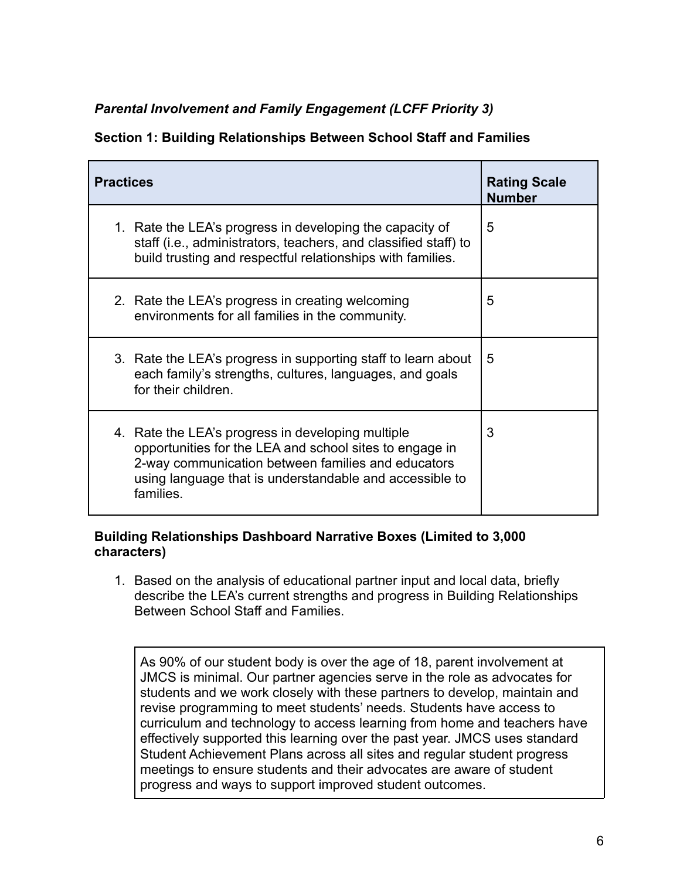***Parental Involvement and Family Engagement (LCFF Priority 3)***

**Section 1: Building Relationships Between School Staff and Families**

| **Practices** | **Rating Scale Number** |
|---|---|
| 1. Rate the LEA's progress in developing the capacity of staff (i.e., administrators, teachers, and classified staff) to build trusting and respectful relationships with families. | 5 |
| 2. Rate the LEA's progress in creating welcoming environments for all families in the community. | 5 |
| 3. Rate the LEA's progress in supporting staff to learn about each family's strengths, cultures, languages, and goals for their children. | 5 |
| 4. Rate the LEA's progress in developing multiple opportunities for the LEA and school sites to engage in 2-way communication between families and educators using language that is understandable and accessible to families. | 3 |

**Building Relationships Dashboard Narrative Boxes (Limited to 3,000 characters)**

1. Based on the analysis of educational partner input and local data, briefly describe the LEA's current strengths and progress in Building Relationships Between School Staff and Families.

> As 90% of our student body is over the age of 18, parent involvement at JMCS is minimal. Our partner agencies serve in the role as advocates for students and we work closely with these partners to develop, maintain and revise programming to meet students' needs. Students have access to curriculum and technology to access learning from home and teachers have effectively supported this learning over the past year. JMCS uses standard Student Achievement Plans across all sites and regular student progress meetings to ensure students and their advocates are aware of student progress and ways to support improved student outcomes.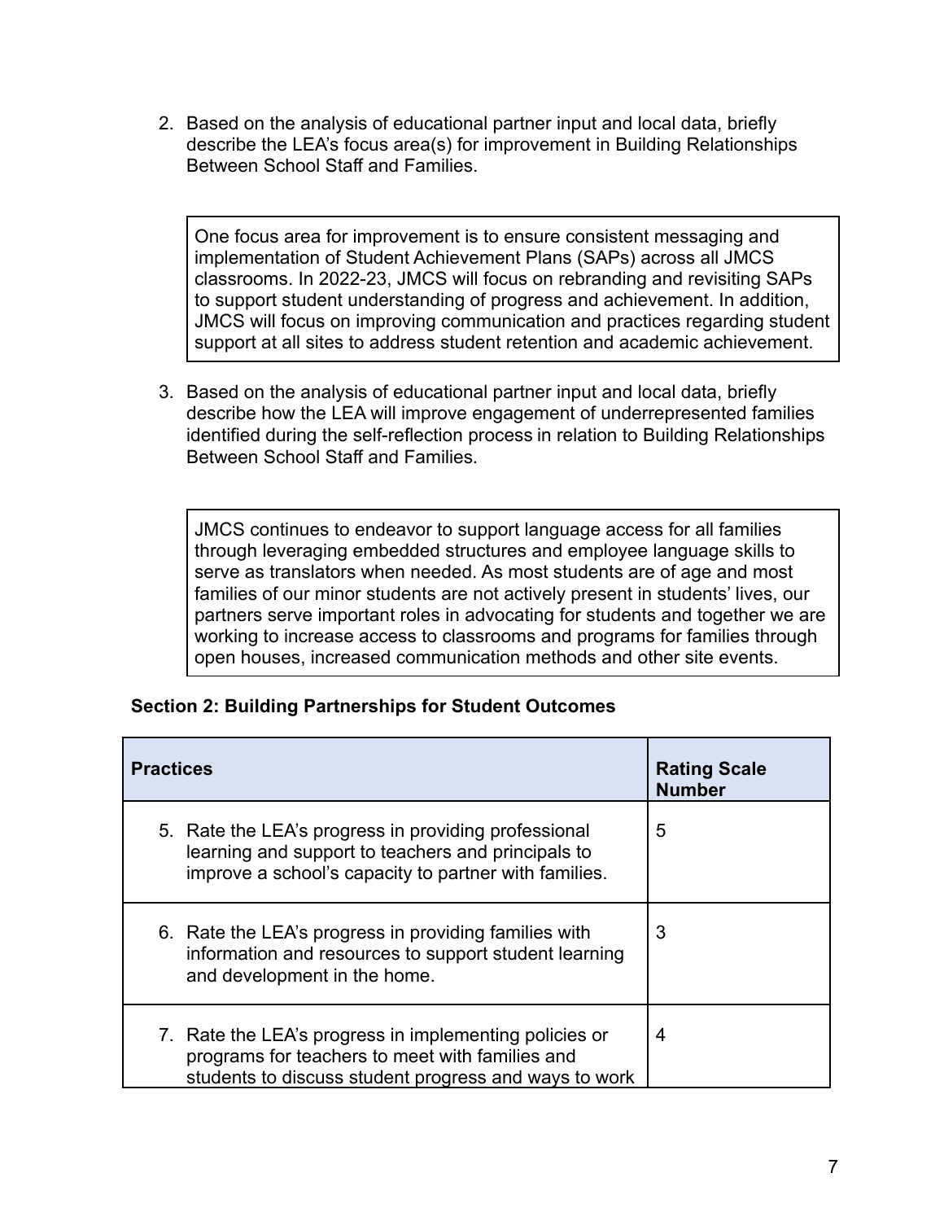2. Based on the analysis of educational partner input and local data, briefly describe the LEA's focus area(s) for improvement in Building Relationships Between School Staff and Families.

> One focus area for improvement is to ensure consistent messaging and implementation of Student Achievement Plans (SAPs) across all JMCS classrooms. In 2022-23, JMCS will focus on rebranding and revisiting SAPs to support student understanding of progress and achievement. In addition, JMCS will focus on improving communication and practices regarding student support at all sites to address student retention and academic achievement.

3. Based on the analysis of educational partner input and local data, briefly describe how the LEA will improve engagement of underrepresented families identified during the self-reflection process in relation to Building Relationships Between School Staff and Families.

> JMCS continues to endeavor to support language access for all families through leveraging embedded structures and employee language skills to serve as translators when needed. As most students are of age and most families of our minor students are not actively present in students' lives, our partners serve important roles in advocating for students and together we are working to increase access to classrooms and programs for families through open houses, increased communication methods and other site events.

**Section 2: Building Partnerships for Student Outcomes**

| Practices | Rating Scale Number |
|---|---|
| 5. Rate the LEA's progress in providing professional learning and support to teachers and principals to improve a school's capacity to partner with families. | 5 |
| 6. Rate the LEA's progress in providing families with information and resources to support student learning and development in the home. | 3 |
| 7. Rate the LEA's progress in implementing policies or programs for teachers to meet with families and students to discuss student progress and ways to work | 4 |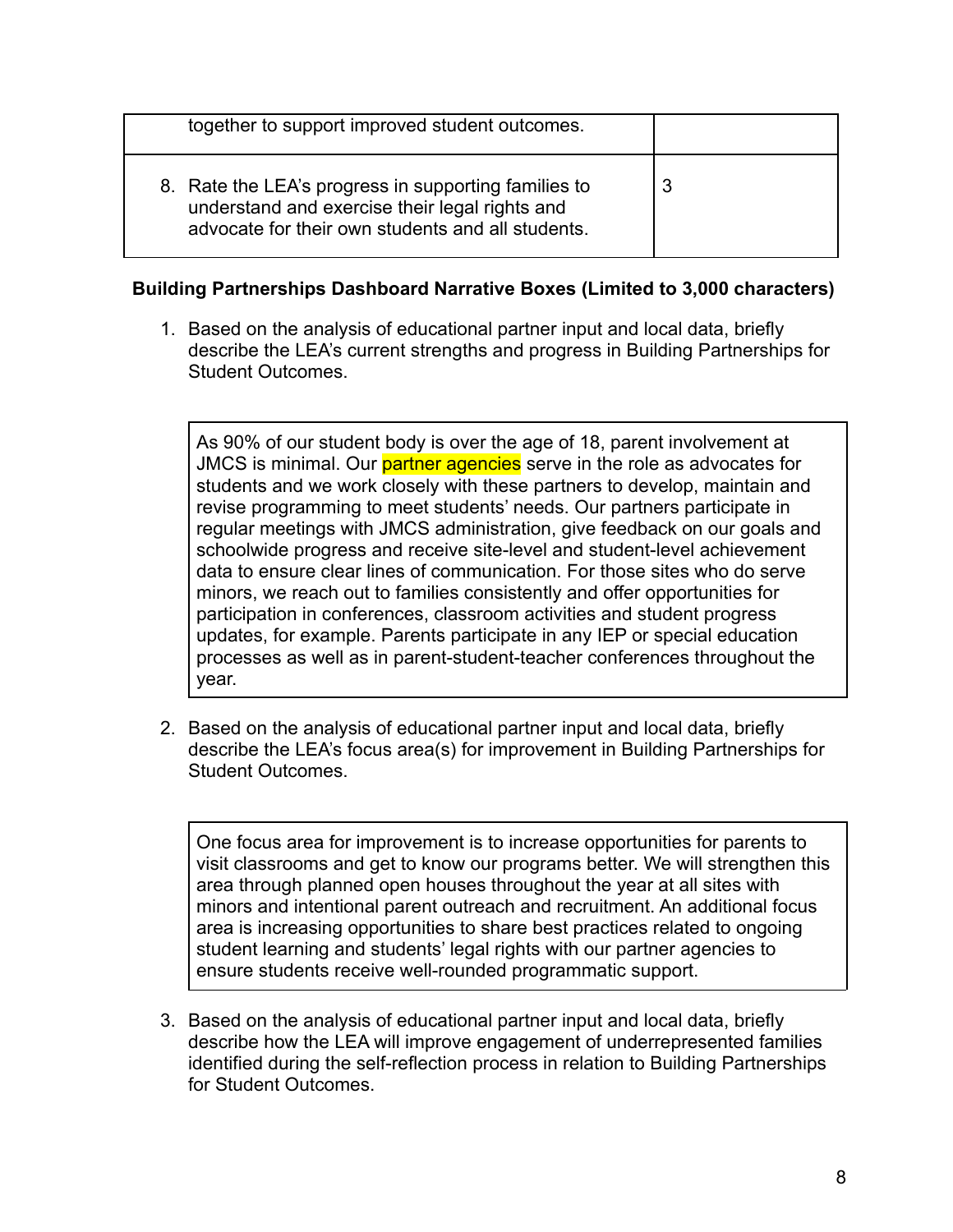| | |
|---|---|
| together to support improved student outcomes. | |
| 8. Rate the LEA's progress in supporting families to understand and exercise their legal rights and advocate for their own students and all students. | 3 |

**Building Partnerships Dashboard Narrative Boxes (Limited to 3,000 characters)**

1. Based on the analysis of educational partner input and local data, briefly describe the LEA's current strengths and progress in Building Partnerships for Student Outcomes.

| As 90% of our student body is over the age of 18, parent involvement at JMCS is minimal. Our partner agencies serve in the role as advocates for students and we work closely with these partners to develop, maintain and revise programming to meet students' needs. Our partners participate in regular meetings with JMCS administration, give feedback on our goals and schoolwide progress and receive site-level and student-level achievement data to ensure clear lines of communication. For those sites who do serve minors, we reach out to families consistently and offer opportunities for participation in conferences, classroom activities and student progress updates, for example. Parents participate in any IEP or special education processes as well as in parent-student-teacher conferences throughout the year. |
|---|

2. Based on the analysis of educational partner input and local data, briefly describe the LEA's focus area(s) for improvement in Building Partnerships for Student Outcomes.

| One focus area for improvement is to increase opportunities for parents to visit classrooms and get to know our programs better. We will strengthen this area through planned open houses throughout the year at all sites with minors and intentional parent outreach and recruitment. An additional focus area is increasing opportunities to share best practices related to ongoing student learning and students' legal rights with our partner agencies to ensure students receive well-rounded programmatic support. |
|---|

3. Based on the analysis of educational partner input and local data, briefly describe how the LEA will improve engagement of underrepresented families identified during the self-reflection process in relation to Building Partnerships for Student Outcomes.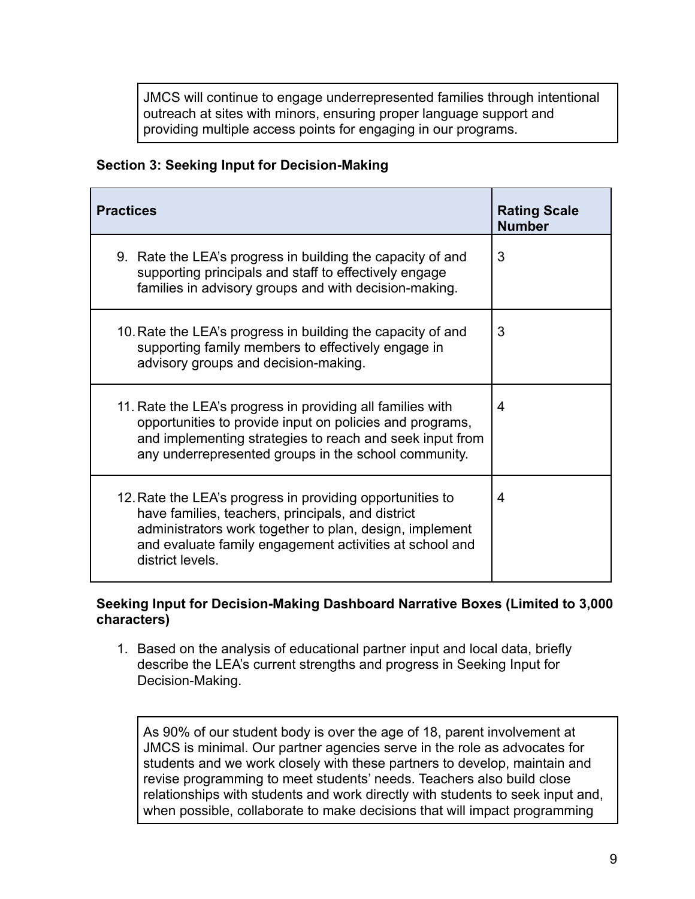JMCS will continue to engage underrepresented families through intentional outreach at sites with minors, ensuring proper language support and providing multiple access points for engaging in our programs.

### Section 3: Seeking Input for Decision-Making

| Practices | Rating Scale Number |
|---|---|
| 9. Rate the LEA's progress in building the capacity of and supporting principals and staff to effectively engage families in advisory groups and with decision-making. | 3 |
| 10. Rate the LEA's progress in building the capacity of and supporting family members to effectively engage in advisory groups and decision-making. | 3 |
| 11. Rate the LEA's progress in providing all families with opportunities to provide input on policies and programs, and implementing strategies to reach and seek input from any underrepresented groups in the school community. | 4 |
| 12. Rate the LEA's progress in providing opportunities to have families, teachers, principals, and district administrators work together to plan, design, implement and evaluate family engagement activities at school and district levels. | 4 |

**Seeking Input for Decision-Making Dashboard Narrative Boxes (Limited to 3,000 characters)**

1. Based on the analysis of educational partner input and local data, briefly describe the LEA's current strengths and progress in Seeking Input for Decision-Making.

As 90% of our student body is over the age of 18, parent involvement at JMCS is minimal. Our partner agencies serve in the role as advocates for students and we work closely with these partners to develop, maintain and revise programming to meet students' needs. Teachers also build close relationships with students and work directly with students to seek input and, when possible, collaborate to make decisions that will impact programming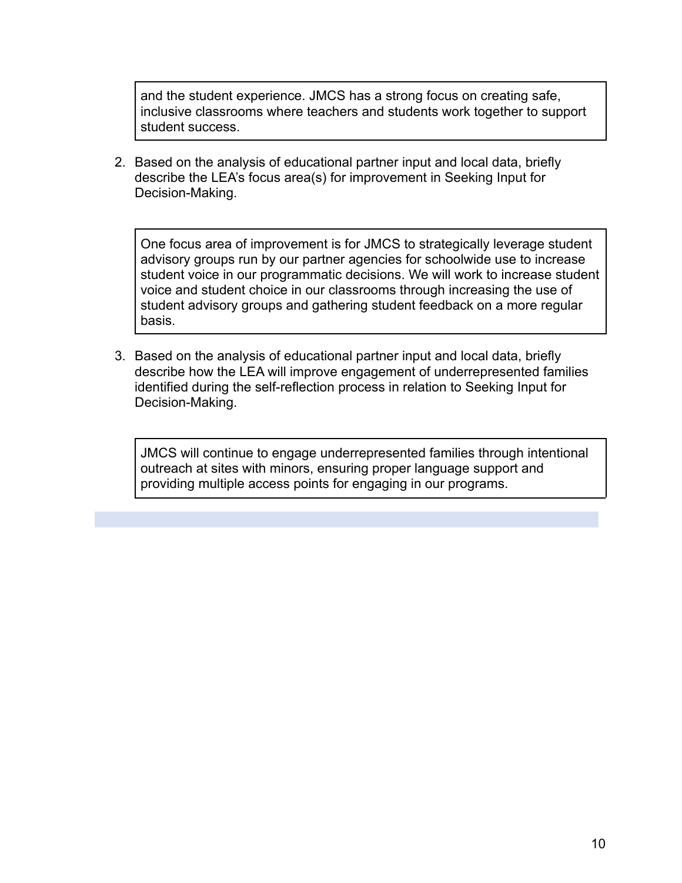and the student experience. JMCS has a strong focus on creating safe, inclusive classrooms where teachers and students work together to support student success.

2. Based on the analysis of educational partner input and local data, briefly describe the LEA's focus area(s) for improvement in Seeking Input for Decision-Making.

One focus area of improvement is for JMCS to strategically leverage student advisory groups run by our partner agencies for schoolwide use to increase student voice in our programmatic decisions. We will work to increase student voice and student choice in our classrooms through increasing the use of student advisory groups and gathering student feedback on a more regular basis.

3. Based on the analysis of educational partner input and local data, briefly describe how the LEA will improve engagement of underrepresented families identified during the self-reflection process in relation to Seeking Input for Decision-Making.

JMCS will continue to engage underrepresented families through intentional outreach at sites with minors, ensuring proper language support and providing multiple access points for engaging in our programs.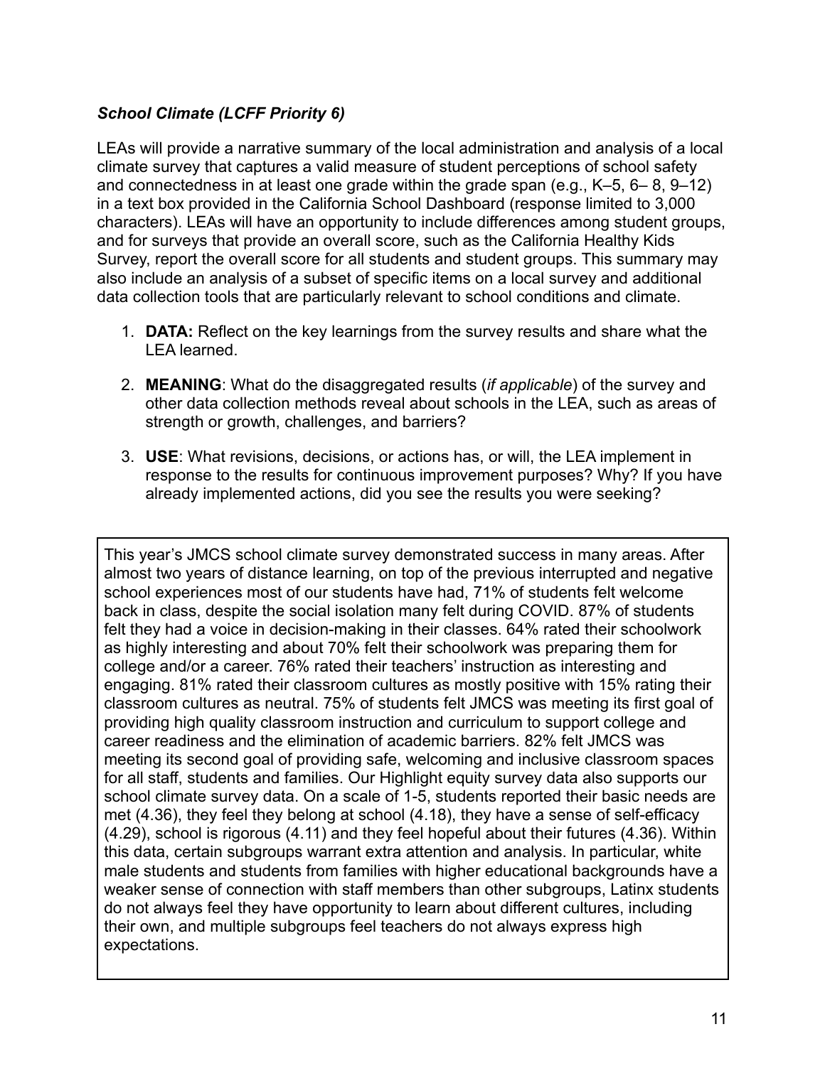***School Climate (LCFF Priority 6)***

LEAs will provide a narrative summary of the local administration and analysis of a local climate survey that captures a valid measure of student perceptions of school safety and connectedness in at least one grade within the grade span (e.g., K–5, 6– 8, 9–12) in a text box provided in the California School Dashboard (response limited to 3,000 characters). LEAs will have an opportunity to include differences among student groups, and for surveys that provide an overall score, such as the California Healthy Kids Survey, report the overall score for all students and student groups. This summary may also include an analysis of a subset of specific items on a local survey and additional data collection tools that are particularly relevant to school conditions and climate.

1. **DATA:** Reflect on the key learnings from the survey results and share what the LEA learned.
2. **MEANING**: What do the disaggregated results (*if applicable*) of the survey and other data collection methods reveal about schools in the LEA, such as areas of strength or growth, challenges, and barriers?
3. **USE**: What revisions, decisions, or actions has, or will, the LEA implement in response to the results for continuous improvement purposes? Why? If you have already implemented actions, did you see the results you were seeking?

This year's JMCS school climate survey demonstrated success in many areas. After almost two years of distance learning, on top of the previous interrupted and negative school experiences most of our students have had, 71% of students felt welcome back in class, despite the social isolation many felt during COVID. 87% of students felt they had a voice in decision-making in their classes. 64% rated their schoolwork as highly interesting and about 70% felt their schoolwork was preparing them for college and/or a career. 76% rated their teachers' instruction as interesting and engaging. 81% rated their classroom cultures as mostly positive with 15% rating their classroom cultures as neutral. 75% of students felt JMCS was meeting its first goal of providing high quality classroom instruction and curriculum to support college and career readiness and the elimination of academic barriers. 82% felt JMCS was meeting its second goal of providing safe, welcoming and inclusive classroom spaces for all staff, students and families. Our Highlight equity survey data also supports our school climate survey data. On a scale of 1-5, students reported their basic needs are met (4.36), they feel they belong at school (4.18), they have a sense of self-efficacy (4.29), school is rigorous (4.11) and they feel hopeful about their futures (4.36). Within this data, certain subgroups warrant extra attention and analysis. In particular, white male students and students from families with higher educational backgrounds have a weaker sense of connection with staff members than other subgroups, Latinx students do not always feel they have opportunity to learn about different cultures, including their own, and multiple subgroups feel teachers do not always express high expectations.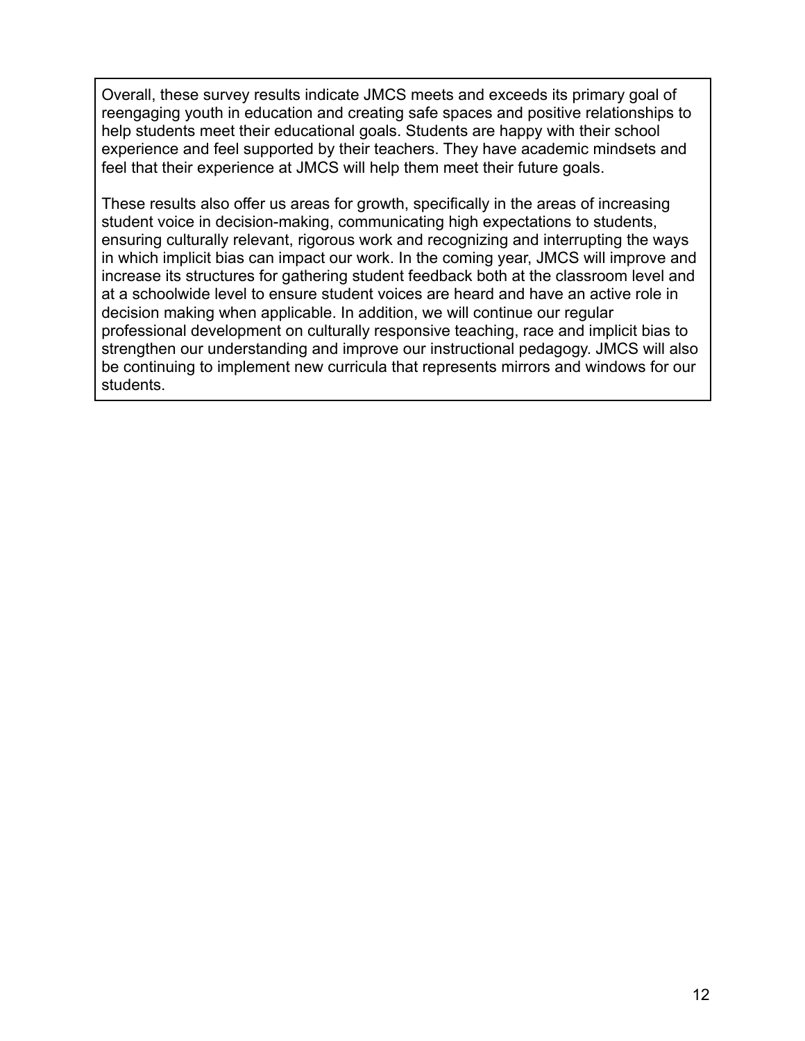Overall, these survey results indicate JMCS meets and exceeds its primary goal of reengaging youth in education and creating safe spaces and positive relationships to help students meet their educational goals. Students are happy with their school experience and feel supported by their teachers. They have academic mindsets and feel that their experience at JMCS will help them meet their future goals.

These results also offer us areas for growth, specifically in the areas of increasing student voice in decision-making, communicating high expectations to students, ensuring culturally relevant, rigorous work and recognizing and interrupting the ways in which implicit bias can impact our work. In the coming year, JMCS will improve and increase its structures for gathering student feedback both at the classroom level and at a schoolwide level to ensure student voices are heard and have an active role in decision making when applicable. In addition, we will continue our regular professional development on culturally responsive teaching, race and implicit bias to strengthen our understanding and improve our instructional pedagogy. JMCS will also be continuing to implement new curricula that represents mirrors and windows for our students.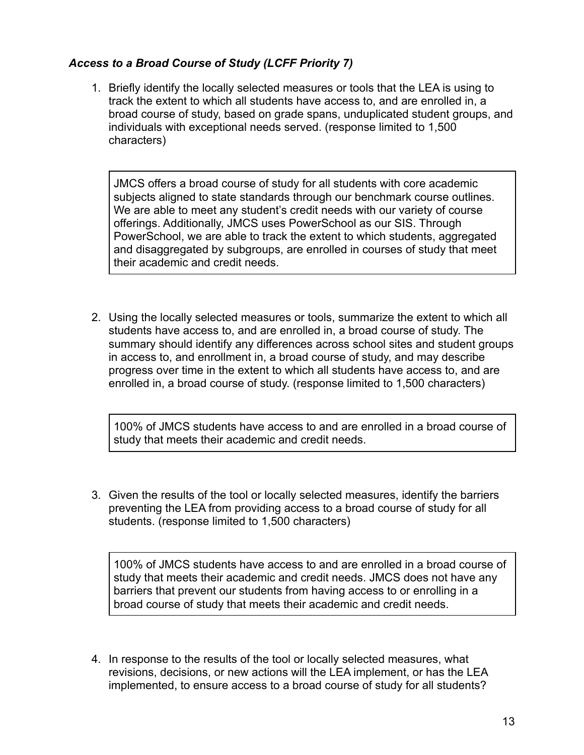### *Access to a Broad Course of Study (LCFF Priority 7)*

1. Briefly identify the locally selected measures or tools that the LEA is using to track the extent to which all students have access to, and are enrolled in, a broad course of study, based on grade spans, unduplicated student groups, and individuals with exceptional needs served. (response limited to 1,500 characters)

> JMCS offers a broad course of study for all students with core academic subjects aligned to state standards through our benchmark course outlines. We are able to meet any student's credit needs with our variety of course offerings. Additionally, JMCS uses PowerSchool as our SIS. Through PowerSchool, we are able to track the extent to which students, aggregated and disaggregated by subgroups, are enrolled in courses of study that meet their academic and credit needs.

2. Using the locally selected measures or tools, summarize the extent to which all students have access to, and are enrolled in, a broad course of study. The summary should identify any differences across school sites and student groups in access to, and enrollment in, a broad course of study, and may describe progress over time in the extent to which all students have access to, and are enrolled in, a broad course of study. (response limited to 1,500 characters)

> 100% of JMCS students have access to and are enrolled in a broad course of study that meets their academic and credit needs.

3. Given the results of the tool or locally selected measures, identify the barriers preventing the LEA from providing access to a broad course of study for all students. (response limited to 1,500 characters)

> 100% of JMCS students have access to and are enrolled in a broad course of study that meets their academic and credit needs. JMCS does not have any barriers that prevent our students from having access to or enrolling in a broad course of study that meets their academic and credit needs.

4. In response to the results of the tool or locally selected measures, what revisions, decisions, or new actions will the LEA implement, or has the LEA implemented, to ensure access to a broad course of study for all students?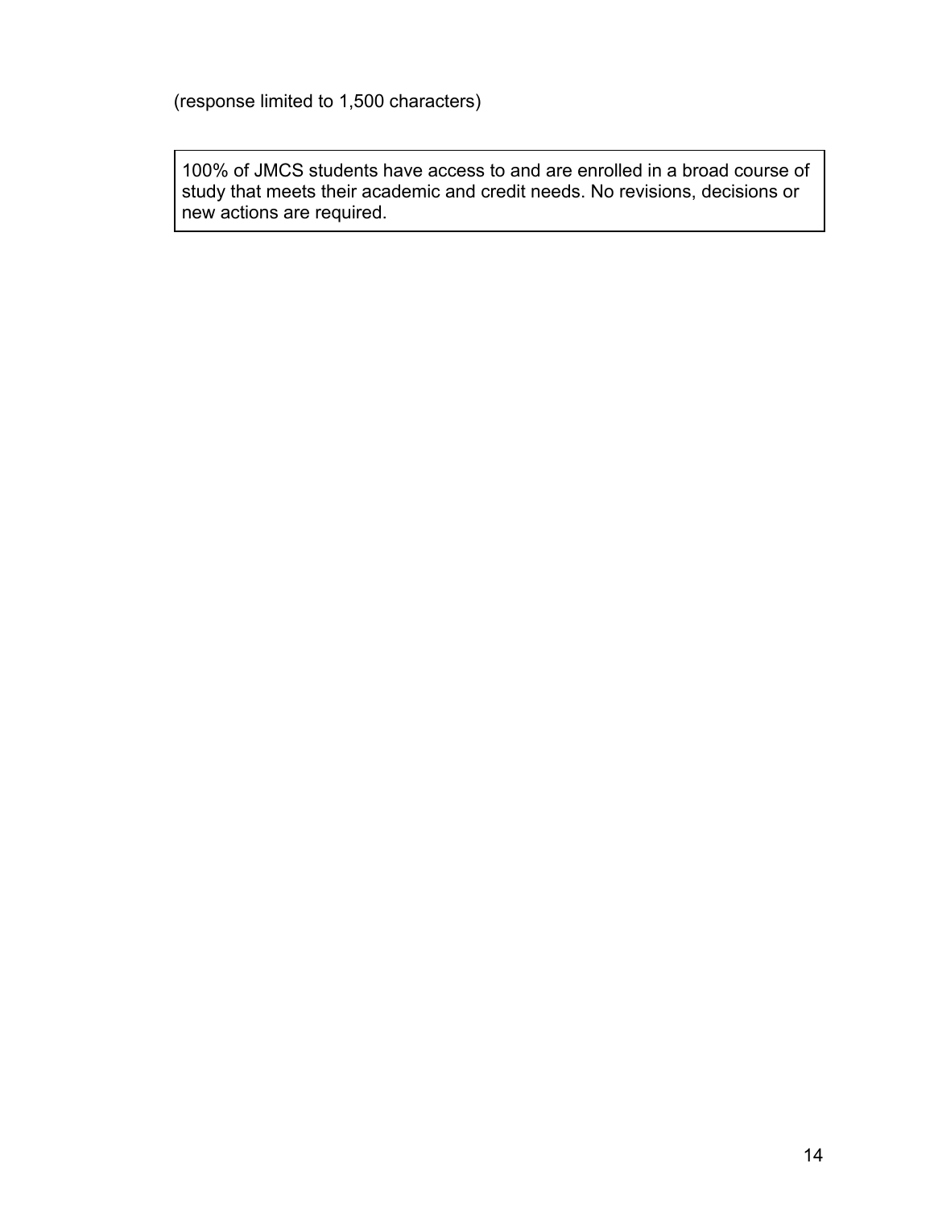(response limited to 1,500 characters)

| |
|---|
| 100% of JMCS students have access to and are enrolled in a broad course of study that meets their academic and credit needs. No revisions, decisions or new actions are required. |